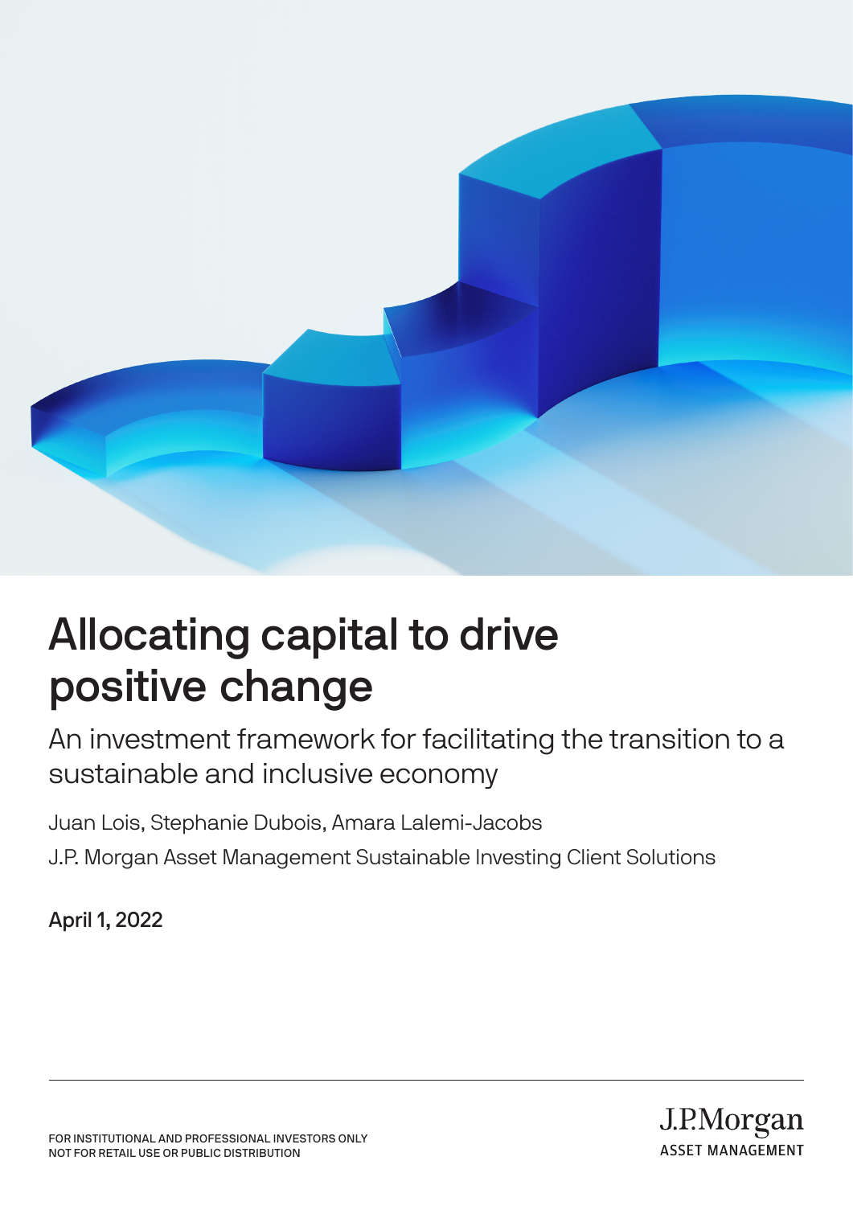# Allocating capital to drive positive change

## An investment framework for facilitating the transition to a sustainable and inclusive economy

Juan Lois, Stephanie Dubois, Amara Lalemi-Jacobs

J.P. Morgan Asset Management Sustainable Investing Client Solutions

**April 1, 2022**

FOR INSTITUTIONAL AND PROFESSIONAL INVESTORS ONLY
NOT FOR RETAIL USE OR PUBLIC DISTRIBUTION

J.P.Morgan
ASSET MANAGEMENT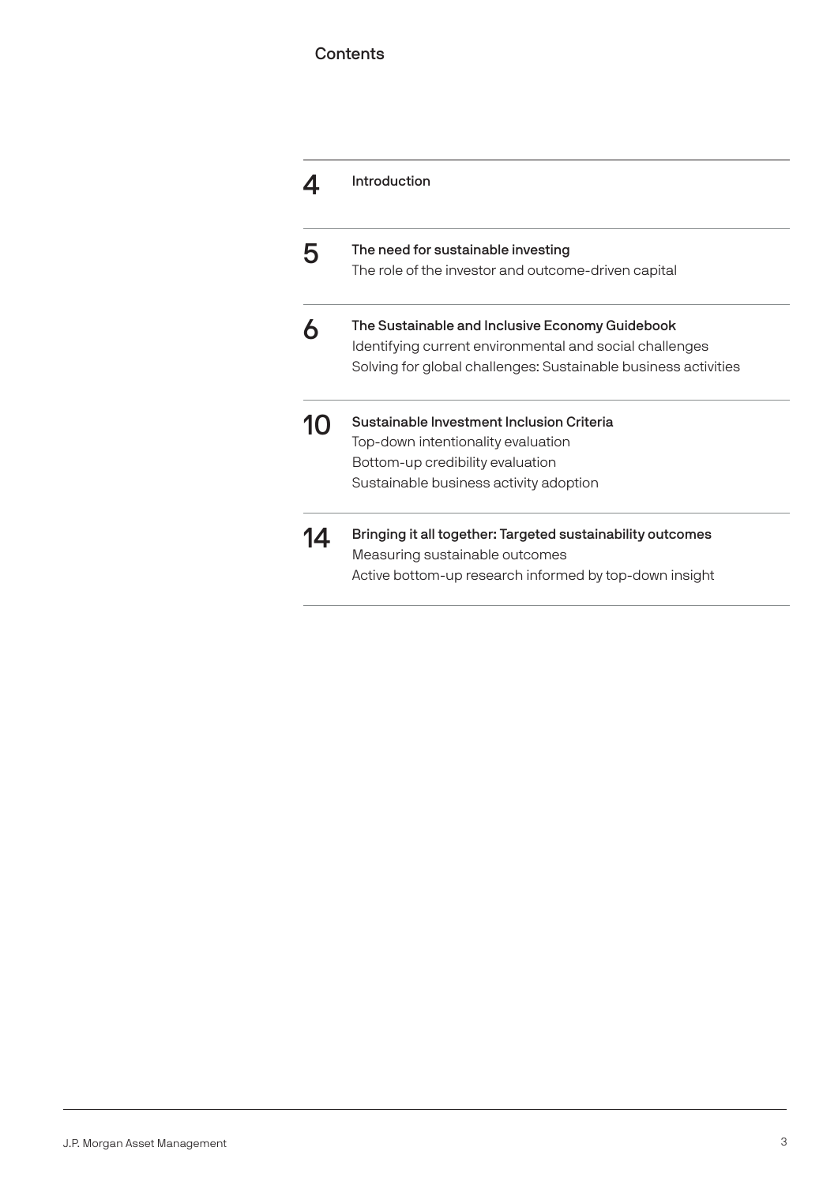# Contents

| | |
|---|---|
| 4 | **Introduction** |
| 5 | **The need for sustainable investing**<br>The role of the investor and outcome-driven capital |
| 6 | **The Sustainable and Inclusive Economy Guidebook**<br>Identifying current environmental and social challenges<br>Solving for global challenges: Sustainable business activities |
| 10 | **Sustainable Investment Inclusion Criteria**<br>Top-down intentionality evaluation<br>Bottom-up credibility evaluation<br>Sustainable business activity adoption |
| 14 | **Bringing it all together: Targeted sustainability outcomes**<br>Measuring sustainable outcomes<br>Active bottom-up research informed by top-down insight |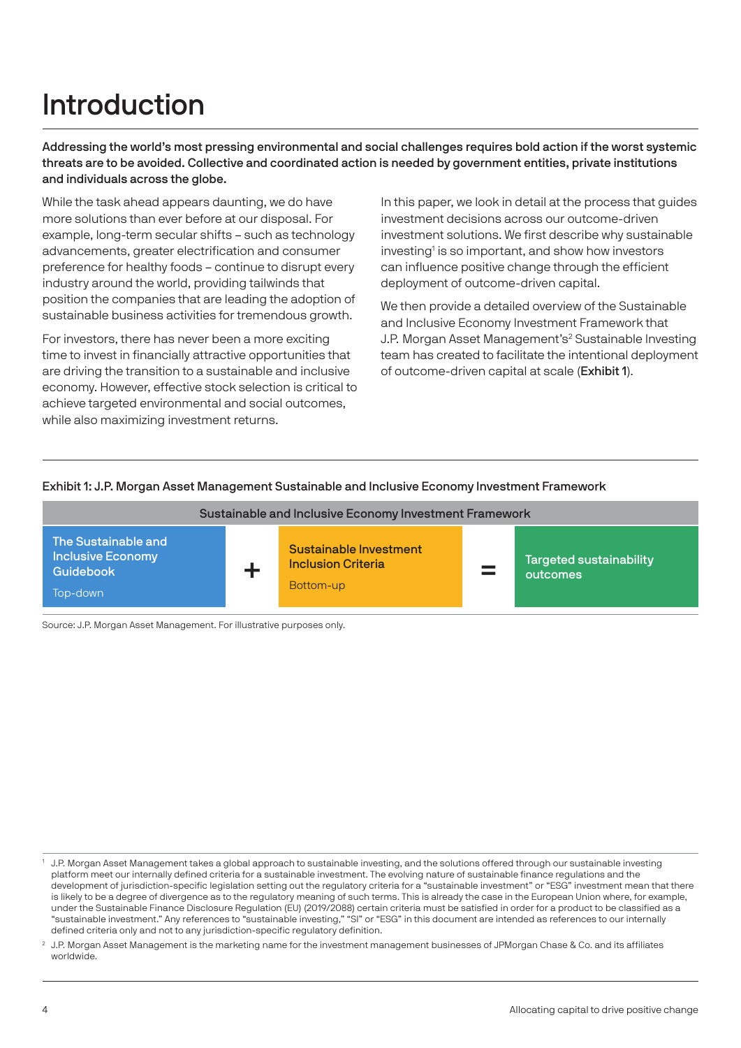# Introduction

**Addressing the world's most pressing environmental and social challenges requires bold action if the worst systemic threats are to be avoided. Collective and coordinated action is needed by government entities, private institutions and individuals across the globe.**

While the task ahead appears daunting, we do have more solutions than ever before at our disposal. For example, long-term secular shifts – such as technology advancements, greater electrification and consumer preference for healthy foods – continue to disrupt every industry around the world, providing tailwinds that position the companies that are leading the adoption of sustainable business activities for tremendous growth.

For investors, there has never been a more exciting time to invest in financially attractive opportunities that are driving the transition to a sustainable and inclusive economy. However, effective stock selection is critical to achieve targeted environmental and social outcomes, while also maximizing investment returns.

In this paper, we look in detail at the process that guides investment decisions across our outcome-driven investment solutions. We first describe why sustainable investing[1] is so important, and show how investors can influence positive change through the efficient deployment of outcome-driven capital.

We then provide a detailed overview of the Sustainable and Inclusive Economy Investment Framework that J.P. Morgan Asset Management's[2] Sustainable Investing team has created to facilitate the intentional deployment of outcome-driven capital at scale (**Exhibit 1**).

**Exhibit 1: J.P. Morgan Asset Management Sustainable and Inclusive Economy Investment Framework**

| Sustainable and Inclusive Economy Investment Framework | | | | |
|---|---|---|---|---|
| **The Sustainable and Inclusive Economy Guidebook**<br>Top-down | + | **Sustainable Investment Inclusion Criteria**<br>Bottom-up | = | **Targeted sustainability outcomes** |

Source: J.P. Morgan Asset Management. For illustrative purposes only.

[1] J.P. Morgan Asset Management takes a global approach to sustainable investing, and the solutions offered through our sustainable investing platform meet our internally defined criteria for a sustainable investment. The evolving nature of sustainable finance regulations and the development of jurisdiction-specific legislation setting out the regulatory criteria for a "sustainable investment" or "ESG" investment mean that there is likely to be a degree of divergence as to the regulatory meaning of such terms. This is already the case in the European Union where, for example, under the Sustainable Finance Disclosure Regulation (EU) (2019/2088) certain criteria must be satisfied in order for a product to be classified as a "sustainable investment." Any references to "sustainable investing," "SI" or "ESG" in this document are intended as references to our internally defined criteria only and not to any jurisdiction-specific regulatory definition.

[2] J.P. Morgan Asset Management is the marketing name for the investment management businesses of JPMorgan Chase & Co. and its affiliates worldwide.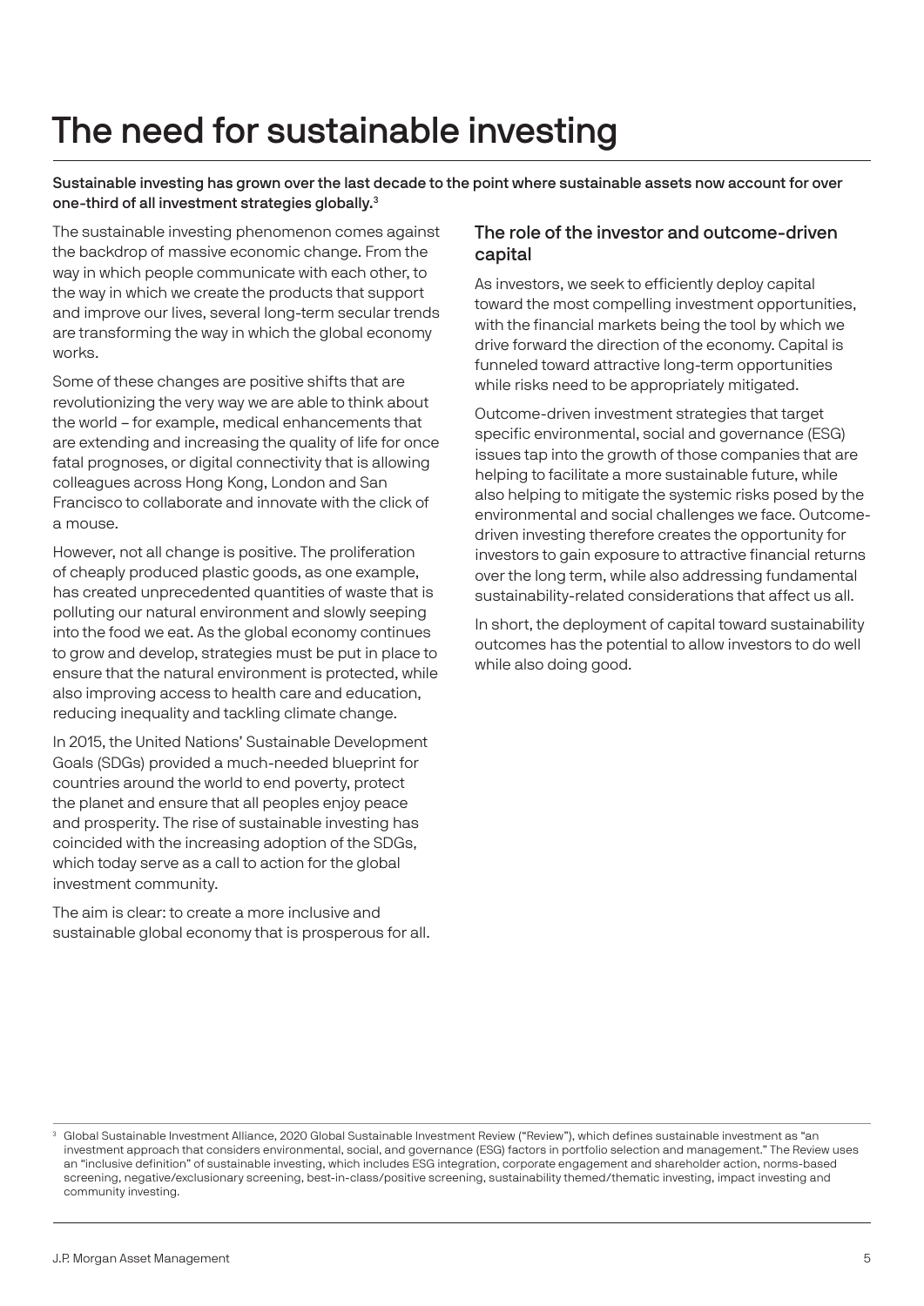# The need for sustainable investing

**Sustainable investing has grown over the last decade to the point where sustainable assets now account for over one-third of all investment strategies globally.[3]**

The sustainable investing phenomenon comes against the backdrop of massive economic change. From the way in which people communicate with each other, to the way in which we create the products that support and improve our lives, several long-term secular trends are transforming the way in which the global economy works.

Some of these changes are positive shifts that are revolutionizing the very way we are able to think about the world – for example, medical enhancements that are extending and increasing the quality of life for once fatal prognoses, or digital connectivity that is allowing colleagues across Hong Kong, London and San Francisco to collaborate and innovate with the click of a mouse.

However, not all change is positive. The proliferation of cheaply produced plastic goods, as one example, has created unprecedented quantities of waste that is polluting our natural environment and slowly seeping into the food we eat. As the global economy continues to grow and develop, strategies must be put in place to ensure that the natural environment is protected, while also improving access to health care and education, reducing inequality and tackling climate change.

In 2015, the United Nations' Sustainable Development Goals (SDGs) provided a much-needed blueprint for countries around the world to end poverty, protect the planet and ensure that all peoples enjoy peace and prosperity. The rise of sustainable investing has coincided with the increasing adoption of the SDGs, which today serve as a call to action for the global investment community.

The aim is clear: to create a more inclusive and sustainable global economy that is prosperous for all.

## The role of the investor and outcome-driven capital

As investors, we seek to efficiently deploy capital toward the most compelling investment opportunities, with the financial markets being the tool by which we drive forward the direction of the economy. Capital is funneled toward attractive long-term opportunities while risks need to be appropriately mitigated.

Outcome-driven investment strategies that target specific environmental, social and governance (ESG) issues tap into the growth of those companies that are helping to facilitate a more sustainable future, while also helping to mitigate the systemic risks posed by the environmental and social challenges we face. Outcome-driven investing therefore creates the opportunity for investors to gain exposure to attractive financial returns over the long term, while also addressing fundamental sustainability-related considerations that affect us all.

In short, the deployment of capital toward sustainability outcomes has the potential to allow investors to do well while also doing good.

---

[3] Global Sustainable Investment Alliance, 2020 Global Sustainable Investment Review ("Review"), which defines sustainable investment as "an investment approach that considers environmental, social, and governance (ESG) factors in portfolio selection and management." The Review uses an "inclusive definition" of sustainable investing, which includes ESG integration, corporate engagement and shareholder action, norms-based screening, negative/exclusionary screening, best-in-class/positive screening, sustainability themed/thematic investing, impact investing and community investing.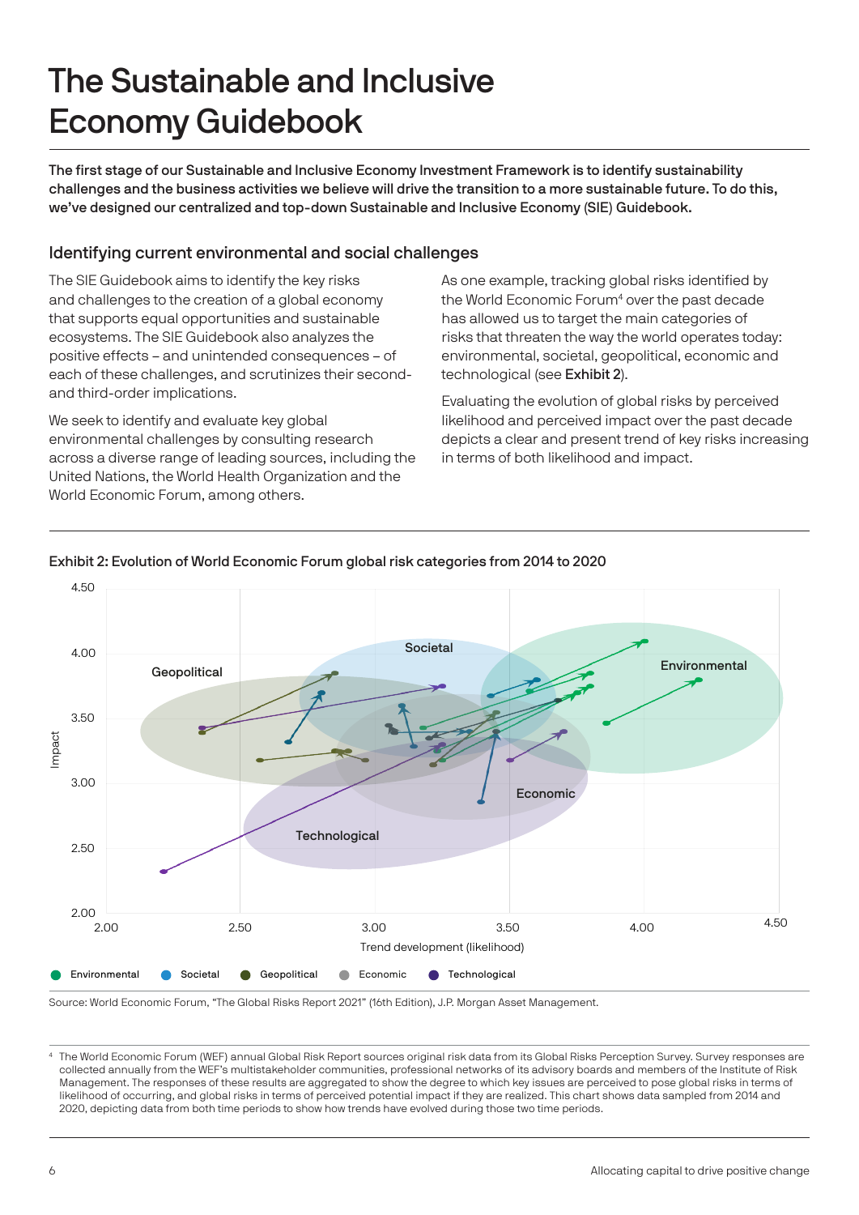# The Sustainable and Inclusive Economy Guidebook

**The first stage of our Sustainable and Inclusive Economy Investment Framework is to identify sustainability challenges and the business activities we believe will drive the transition to a more sustainable future. To do this, we've designed our centralized and top-down Sustainable and Inclusive Economy (SIE) Guidebook.**

## Identifying current environmental and social challenges

The SIE Guidebook aims to identify the key risks and challenges to the creation of a global economy that supports equal opportunities and sustainable ecosystems. The SIE Guidebook also analyzes the positive effects – and unintended consequences – of each of these challenges, and scrutinizes their second- and third-order implications.

We seek to identify and evaluate key global environmental challenges by consulting research across a diverse range of leading sources, including the United Nations, the World Health Organization and the World Economic Forum, among others.

As one example, tracking global risks identified by the World Economic Forum[4] over the past decade has allowed us to target the main categories of risks that threaten the way the world operates today: environmental, societal, geopolitical, economic and technological (see **Exhibit 2**).

Evaluating the evolution of global risks by perceived likelihood and perceived impact over the past decade depicts a clear and present trend of key risks increasing in terms of both likelihood and impact.

**Exhibit 2: Evolution of World Economic Forum global risk categories from 2014 to 2020**

Source: World Economic Forum, "The Global Risks Report 2021" (16th Edition), J.P. Morgan Asset Management.

[4] The World Economic Forum (WEF) annual Global Risk Report sources original risk data from its Global Risks Perception Survey. Survey responses are collected annually from the WEF's multistakeholder communities, professional networks of its advisory boards and members of the Institute of Risk Management. The responses of these results are aggregated to show the degree to which key issues are perceived to pose global risks in terms of likelihood of occurring, and global risks in terms of perceived potential impact if they are realized. This chart shows data sampled from 2014 and 2020, depicting data from both time periods to show how trends have evolved during those two time periods.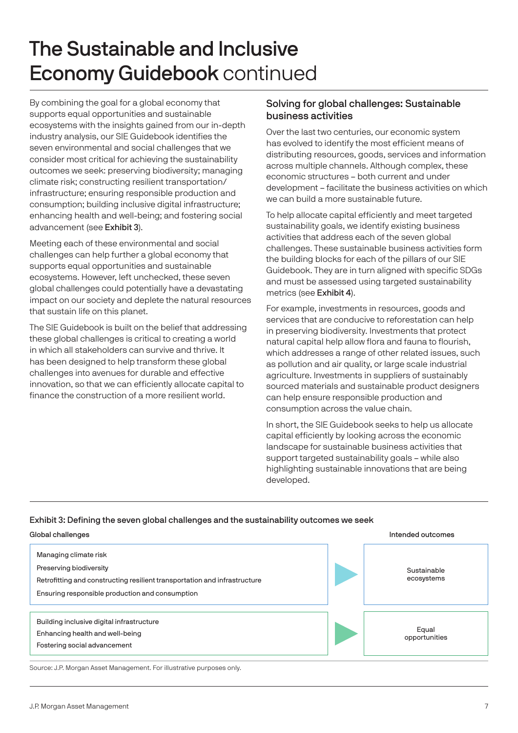# The Sustainable and Inclusive Economy Guidebook continued

By combining the goal for a global economy that supports equal opportunities and sustainable ecosystems with the insights gained from our in-depth industry analysis, our SIE Guidebook identifies the seven environmental and social challenges that we consider most critical for achieving the sustainability outcomes we seek: preserving biodiversity; managing climate risk; constructing resilient transportation/infrastructure; ensuring responsible production and consumption; building inclusive digital infrastructure; enhancing health and well-being; and fostering social advancement (see **Exhibit 3**).

Meeting each of these environmental and social challenges can help further a global economy that supports equal opportunities and sustainable ecosystems. However, left unchecked, these seven global challenges could potentially have a devastating impact on our society and deplete the natural resources that sustain life on this planet.

The SIE Guidebook is built on the belief that addressing these global challenges is critical to creating a world in which all stakeholders can survive and thrive. It has been designed to help transform these global challenges into avenues for durable and effective innovation, so that we can efficiently allocate capital to finance the construction of a more resilient world.

## Solving for global challenges: Sustainable business activities

Over the last two centuries, our economic system has evolved to identify the most efficient means of distributing resources, goods, services and information across multiple channels. Although complex, these economic structures – both current and under development – facilitate the business activities on which we can build a more sustainable future.

To help allocate capital efficiently and meet targeted sustainability goals, we identify existing business activities that address each of the seven global challenges. These sustainable business activities form the building blocks for each of the pillars of our SIE Guidebook. They are in turn aligned with specific SDGs and must be assessed using targeted sustainability metrics (see **Exhibit 4**).

For example, investments in resources, goods and services that are conducive to reforestation can help in preserving biodiversity. Investments that protect natural capital help allow flora and fauna to flourish, which addresses a range of other related issues, such as pollution and air quality, or large scale industrial agriculture. Investments in suppliers of sustainably sourced materials and sustainable product designers can help ensure responsible production and consumption across the value chain.

In short, the SIE Guidebook seeks to help us allocate capital efficiently by looking across the economic landscape for sustainable business activities that support targeted sustainability goals – while also highlighting sustainable innovations that are being developed.

**Exhibit 3: Defining the seven global challenges and the sustainability outcomes we seek**

| Global challenges | Intended outcomes |
|---|---|
| Managing climate risk<br>Preserving biodiversity<br>Retrofitting and constructing resilient transportation and infrastructure<br>Ensuring responsible production and consumption | Sustainable ecosystems |
| Building inclusive digital infrastructure<br>Enhancing health and well-being<br>Fostering social advancement | Equal opportunities |

Source: J.P. Morgan Asset Management. For illustrative purposes only.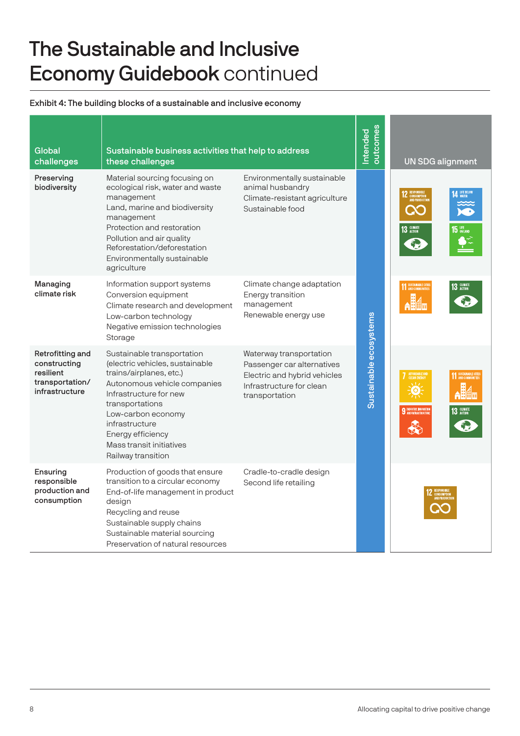# The Sustainable and Inclusive Economy Guidebook continued

**Exhibit 4: The building blocks of a sustainable and inclusive economy**

| Global challenges | Sustainable business activities that help to address these challenges | | Intended outcomes | UN SDG alignment |
|---|---|---|---|---|
| **Preserving biodiversity** | Material sourcing focusing on ecological risk, water and waste management<br>Land, marine and biodiversity management<br>Protection and restoration<br>Pollution and air quality<br>Reforestation/deforestation<br>Environmentally sustainable agriculture | Environmentally sustainable animal husbandry<br>Climate-resistant agriculture<br>Sustainable food | Sustainable ecosystems | 12 Responsible consumption and production<br>14 Life below water<br>13 Climate action<br>15 Life on land |
| **Managing climate risk** | Information support systems<br>Conversion equipment<br>Climate research and development<br>Low-carbon technology<br>Negative emission technologies<br>Storage | Climate change adaptation<br>Energy transition management<br>Renewable energy use | Sustainable ecosystems | 11 Sustainable cities and communities<br>13 Climate action |
| **Retrofitting and constructing resilient transportation/ infrastructure** | Sustainable transportation (electric vehicles, sustainable trains/airplanes, etc.)<br>Autonomous vehicle companies<br>Infrastructure for new transportations<br>Low-carbon economy infrastructure<br>Energy efficiency<br>Mass transit initiatives<br>Railway transition | Waterway transportation<br>Passenger car alternatives<br>Electric and hybrid vehicles<br>Infrastructure for clean transportation | Sustainable ecosystems | 7 Affordable and clean energy<br>11 Sustainable cities and communities<br>9 Industry, innovation and infrastructure<br>13 Climate action |
| **Ensuring responsible production and consumption** | Production of goods that ensure transition to a circular economy<br>End-of-life management in product design<br>Recycling and reuse<br>Sustainable supply chains<br>Sustainable material sourcing<br>Preservation of natural resources | Cradle-to-cradle design<br>Second life retailing | Sustainable ecosystems | 12 Responsible consumption and production |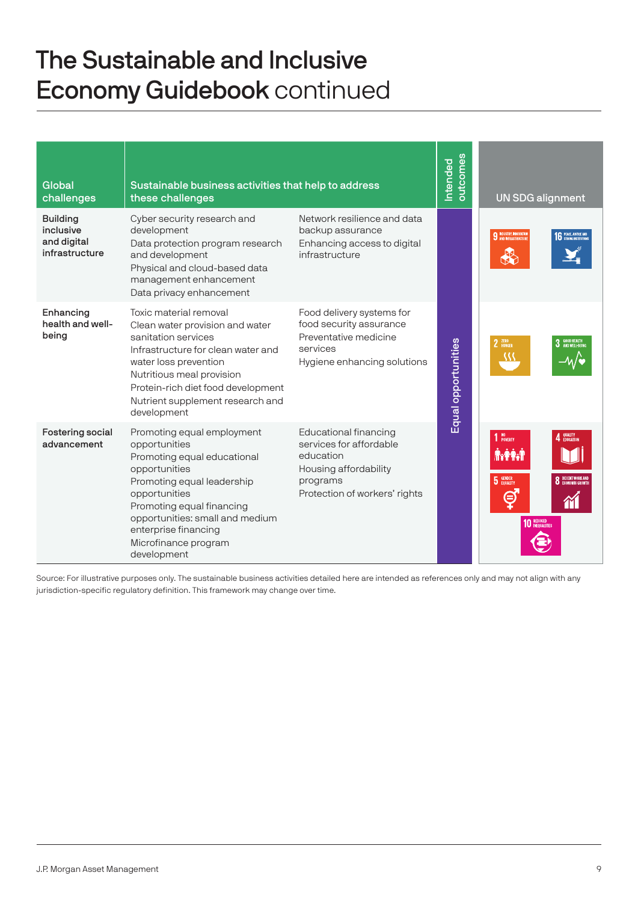# The Sustainable and Inclusive Economy Guidebook continued

| Global challenges | Sustainable business activities that help to address these challenges | | Intended outcomes | UN SDG alignment |
|---|---|---|---|---|
| **Building inclusive and digital infrastructure** | Cyber security research and development<br>Data protection program research and development<br>Physical and cloud-based data management enhancement<br>Data privacy enhancement | Network resilience and data backup assurance<br>Enhancing access to digital infrastructure | Equal opportunities | 9 Industry, innovation and infrastructure<br>16 Peace, justice and strong institutions |
| **Enhancing health and well-being** | Toxic material removal<br>Clean water provision and water sanitation services<br>Infrastructure for clean water and water loss prevention<br>Nutritious meal provision<br>Protein-rich diet food development<br>Nutrient supplement research and development | Food delivery systems for food security assurance<br>Preventative medicine services<br>Hygiene enhancing solutions | | 2 Zero hunger<br>3 Good health and well-being |
| **Fostering social advancement** | Promoting equal employment opportunities<br>Promoting equal educational opportunities<br>Promoting equal leadership opportunities<br>Promoting equal financing opportunities: small and medium enterprise financing<br>Microfinance program development | Educational financing services for affordable education<br>Housing affordability programs<br>Protection of workers' rights | | 1 No poverty<br>4 Quality education<br>5 Gender equality<br>8 Decent work and economic growth<br>10 Reduced inequalities |

Source: For illustrative purposes only. The sustainable business activities detailed here are intended as references only and may not align with any jurisdiction-specific regulatory definition. This framework may change over time.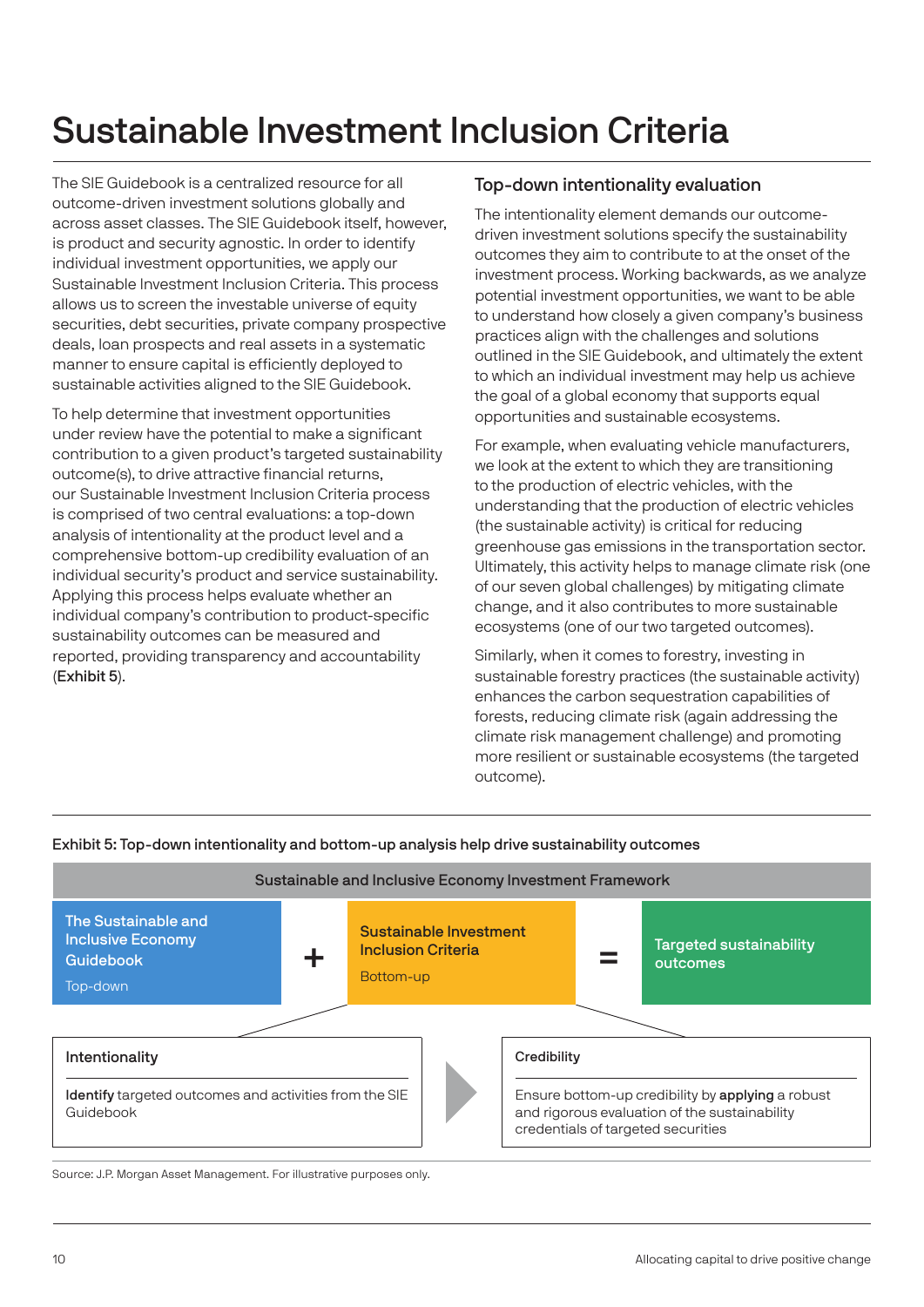# Sustainable Investment Inclusion Criteria

The SIE Guidebook is a centralized resource for all outcome-driven investment solutions globally and across asset classes. The SIE Guidebook itself, however, is product and security agnostic. In order to identify individual investment opportunities, we apply our Sustainable Investment Inclusion Criteria. This process allows us to screen the investable universe of equity securities, debt securities, private company prospective deals, loan prospects and real assets in a systematic manner to ensure capital is efficiently deployed to sustainable activities aligned to the SIE Guidebook.

To help determine that investment opportunities under review have the potential to make a significant contribution to a given product's targeted sustainability outcome(s), to drive attractive financial returns, our Sustainable Investment Inclusion Criteria process is comprised of two central evaluations: a top-down analysis of intentionality at the product level and a comprehensive bottom-up credibility evaluation of an individual security's product and service sustainability. Applying this process helps evaluate whether an individual company's contribution to product-specific sustainability outcomes can be measured and reported, providing transparency and accountability (**Exhibit 5**).

## Top-down intentionality evaluation

The intentionality element demands our outcome-driven investment solutions specify the sustainability outcomes they aim to contribute to at the onset of the investment process. Working backwards, as we analyze potential investment opportunities, we want to be able to understand how closely a given company's business practices align with the challenges and solutions outlined in the SIE Guidebook, and ultimately the extent to which an individual investment may help us achieve the goal of a global economy that supports equal opportunities and sustainable ecosystems.

For example, when evaluating vehicle manufacturers, we look at the extent to which they are transitioning to the production of electric vehicles, with the understanding that the production of electric vehicles (the sustainable activity) is critical for reducing greenhouse gas emissions in the transportation sector. Ultimately, this activity helps to manage climate risk (one of our seven global challenges) by mitigating climate change, and it also contributes to more sustainable ecosystems (one of our two targeted outcomes).

Similarly, when it comes to forestry, investing in sustainable forestry practices (the sustainable activity) enhances the carbon sequestration capabilities of forests, reducing climate risk (again addressing the climate risk management challenge) and promoting more resilient or sustainable ecosystems (the targeted outcome).

**Exhibit 5: Top-down intentionality and bottom-up analysis help drive sustainability outcomes**

**Sustainable and Inclusive Economy Investment Framework**

| The Sustainable and Inclusive Economy Guidebook (Top-down) | + | Sustainable Investment Inclusion Criteria (Bottom-up) | = | Targeted sustainability outcomes |
|---|---|---|---|---|

**Intentionality**

**Identify** targeted outcomes and activities from the SIE Guidebook

**Credibility**

Ensure bottom-up credibility by **applying** a robust and rigorous evaluation of the sustainability credentials of targeted securities

Source: J.P. Morgan Asset Management. For illustrative purposes only.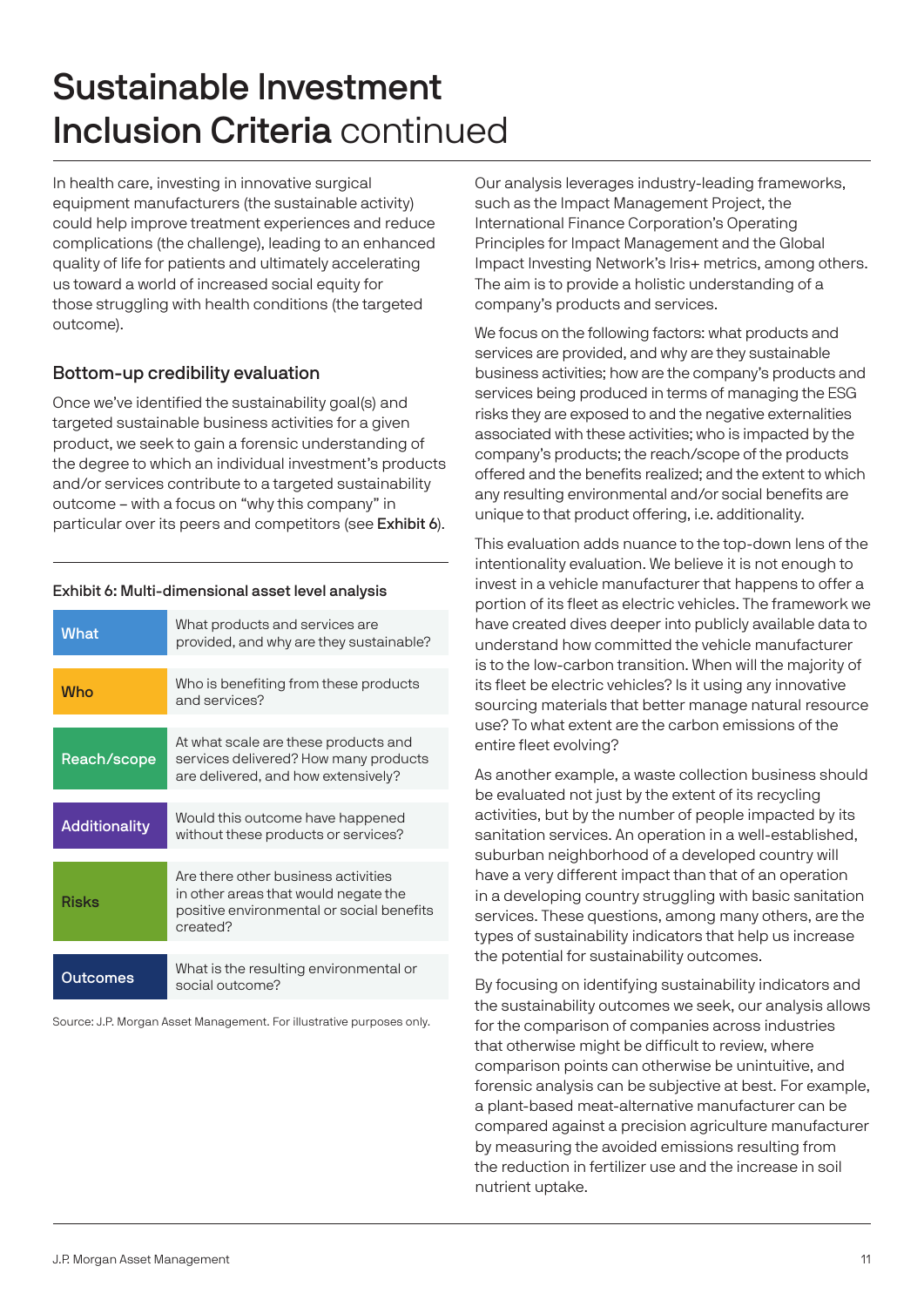# Sustainable Investment Inclusion Criteria continued

In health care, investing in innovative surgical equipment manufacturers (the sustainable activity) could help improve treatment experiences and reduce complications (the challenge), leading to an enhanced quality of life for patients and ultimately accelerating us toward a world of increased social equity for those struggling with health conditions (the targeted outcome).

## Bottom-up credibility evaluation

Once we've identified the sustainability goal(s) and targeted sustainable business activities for a given product, we seek to gain a forensic understanding of the degree to which an individual investment's products and/or services contribute to a targeted sustainability outcome – with a focus on "why this company" in particular over its peers and competitors (see **Exhibit 6**).

**Exhibit 6: Multi-dimensional asset level analysis**

| | |
|---|---|
| **What** | What products and services are provided, and why are they sustainable? |
| **Who** | Who is benefiting from these products and services? |
| **Reach/scope** | At what scale are these products and services delivered? How many products are delivered, and how extensively? |
| **Additionality** | Would this outcome have happened without these products or services? |
| **Risks** | Are there other business activities in other areas that would negate the positive environmental or social benefits created? |
| **Outcomes** | What is the resulting environmental or social outcome? |

Source: J.P. Morgan Asset Management. For illustrative purposes only.

Our analysis leverages industry-leading frameworks, such as the Impact Management Project, the International Finance Corporation's Operating Principles for Impact Management and the Global Impact Investing Network's Iris+ metrics, among others. The aim is to provide a holistic understanding of a company's products and services.

We focus on the following factors: what products and services are provided, and why are they sustainable business activities; how are the company's products and services being produced in terms of managing the ESG risks they are exposed to and the negative externalities associated with these activities; who is impacted by the company's products; the reach/scope of the products offered and the benefits realized; and the extent to which any resulting environmental and/or social benefits are unique to that product offering, i.e. additionality.

This evaluation adds nuance to the top-down lens of the intentionality evaluation. We believe it is not enough to invest in a vehicle manufacturer that happens to offer a portion of its fleet as electric vehicles. The framework we have created dives deeper into publicly available data to understand how committed the vehicle manufacturer is to the low-carbon transition. When will the majority of its fleet be electric vehicles? Is it using any innovative sourcing materials that better manage natural resource use? To what extent are the carbon emissions of the entire fleet evolving?

As another example, a waste collection business should be evaluated not just by the extent of its recycling activities, but by the number of people impacted by its sanitation services. An operation in a well-established, suburban neighborhood of a developed country will have a very different impact than that of an operation in a developing country struggling with basic sanitation services. These questions, among many others, are the types of sustainability indicators that help us increase the potential for sustainability outcomes.

By focusing on identifying sustainability indicators and the sustainability outcomes we seek, our analysis allows for the comparison of companies across industries that otherwise might be difficult to review, where comparison points can otherwise be unintuitive, and forensic analysis can be subjective at best. For example, a plant-based meat-alternative manufacturer can be compared against a precision agriculture manufacturer by measuring the avoided emissions resulting from the reduction in fertilizer use and the increase in soil nutrient uptake.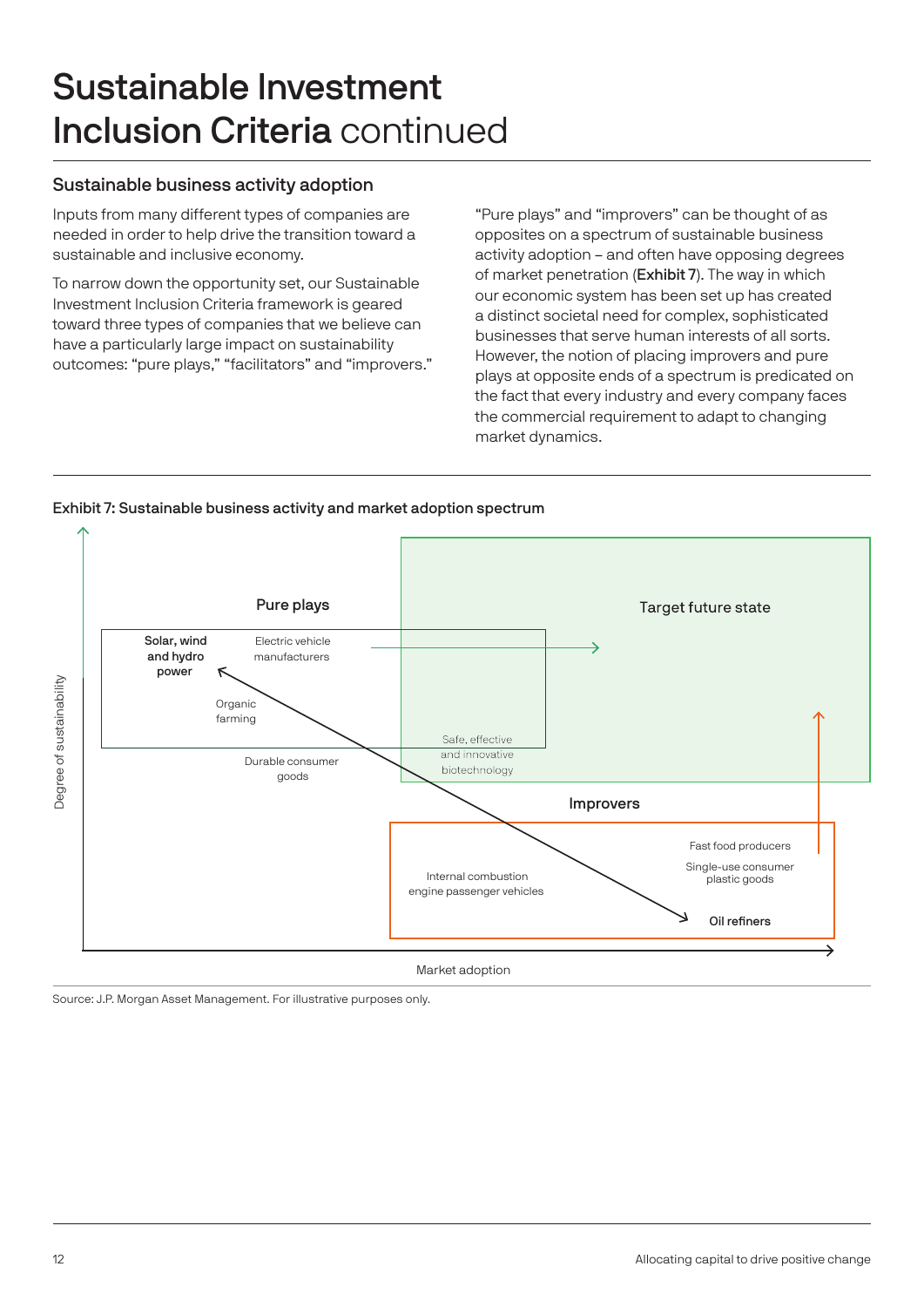# Sustainable Investment Inclusion Criteria continued

## Sustainable business activity adoption

Inputs from many different types of companies are needed in order to help drive the transition toward a sustainable and inclusive economy.

To narrow down the opportunity set, our Sustainable Investment Inclusion Criteria framework is geared toward three types of companies that we believe can have a particularly large impact on sustainability outcomes: "pure plays," "facilitators" and "improvers."

"Pure plays" and "improvers" can be thought of as opposites on a spectrum of sustainable business activity adoption – and often have opposing degrees of market penetration (**Exhibit 7**). The way in which our economic system has been set up has created a distinct societal need for complex, sophisticated businesses that serve human interests of all sorts. However, the notion of placing improvers and pure plays at opposite ends of a spectrum is predicated on the fact that every industry and every company faces the commercial requirement to adapt to changing market dynamics.

**Exhibit 7: Sustainable business activity and market adoption spectrum**

Degree of sustainability (vertical axis); Market adoption (horizontal axis)

- Pure plays: Solar, wind and hydro power; Electric vehicle manufacturers; Organic farming
- Durable consumer goods
- Safe, effective and innovative biotechnology
- Target future state
- Improvers: Internal combustion engine passenger vehicles; Fast food producers; Single-use consumer plastic goods; Oil refiners

Source: J.P. Morgan Asset Management. For illustrative purposes only.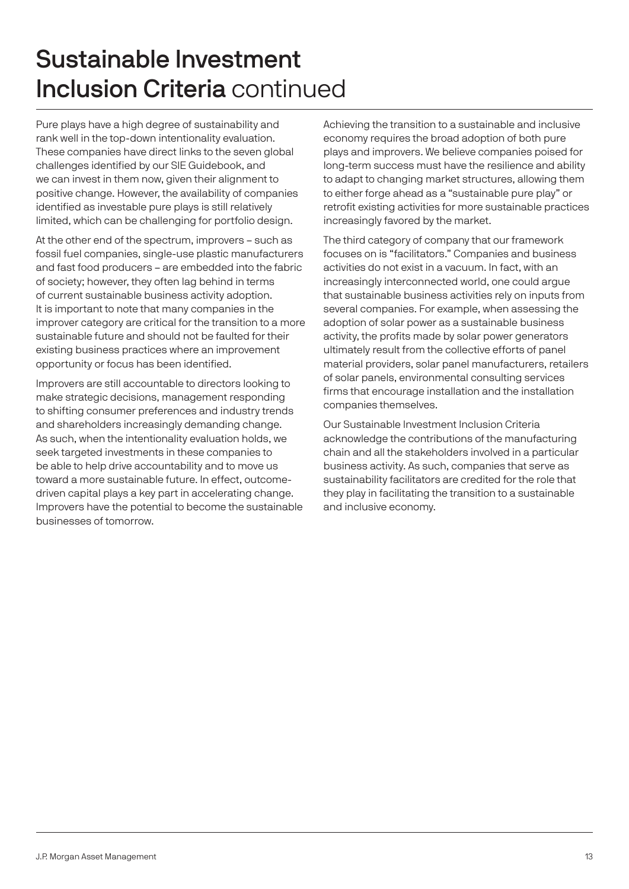# Sustainable Investment Inclusion Criteria continued

Pure plays have a high degree of sustainability and rank well in the top-down intentionality evaluation. These companies have direct links to the seven global challenges identified by our SIE Guidebook, and we can invest in them now, given their alignment to positive change. However, the availability of companies identified as investable pure plays is still relatively limited, which can be challenging for portfolio design.

At the other end of the spectrum, improvers – such as fossil fuel companies, single-use plastic manufacturers and fast food producers – are embedded into the fabric of society; however, they often lag behind in terms of current sustainable business activity adoption. It is important to note that many companies in the improver category are critical for the transition to a more sustainable future and should not be faulted for their existing business practices where an improvement opportunity or focus has been identified.

Improvers are still accountable to directors looking to make strategic decisions, management responding to shifting consumer preferences and industry trends and shareholders increasingly demanding change. As such, when the intentionality evaluation holds, we seek targeted investments in these companies to be able to help drive accountability and to move us toward a more sustainable future. In effect, outcome-driven capital plays a key part in accelerating change. Improvers have the potential to become the sustainable businesses of tomorrow.

Achieving the transition to a sustainable and inclusive economy requires the broad adoption of both pure plays and improvers. We believe companies poised for long-term success must have the resilience and ability to adapt to changing market structures, allowing them to either forge ahead as a "sustainable pure play" or retrofit existing activities for more sustainable practices increasingly favored by the market.

The third category of company that our framework focuses on is "facilitators." Companies and business activities do not exist in a vacuum. In fact, with an increasingly interconnected world, one could argue that sustainable business activities rely on inputs from several companies. For example, when assessing the adoption of solar power as a sustainable business activity, the profits made by solar power generators ultimately result from the collective efforts of panel material providers, solar panel manufacturers, retailers of solar panels, environmental consulting services firms that encourage installation and the installation companies themselves.

Our Sustainable Investment Inclusion Criteria acknowledge the contributions of the manufacturing chain and all the stakeholders involved in a particular business activity. As such, companies that serve as sustainability facilitators are credited for the role that they play in facilitating the transition to a sustainable and inclusive economy.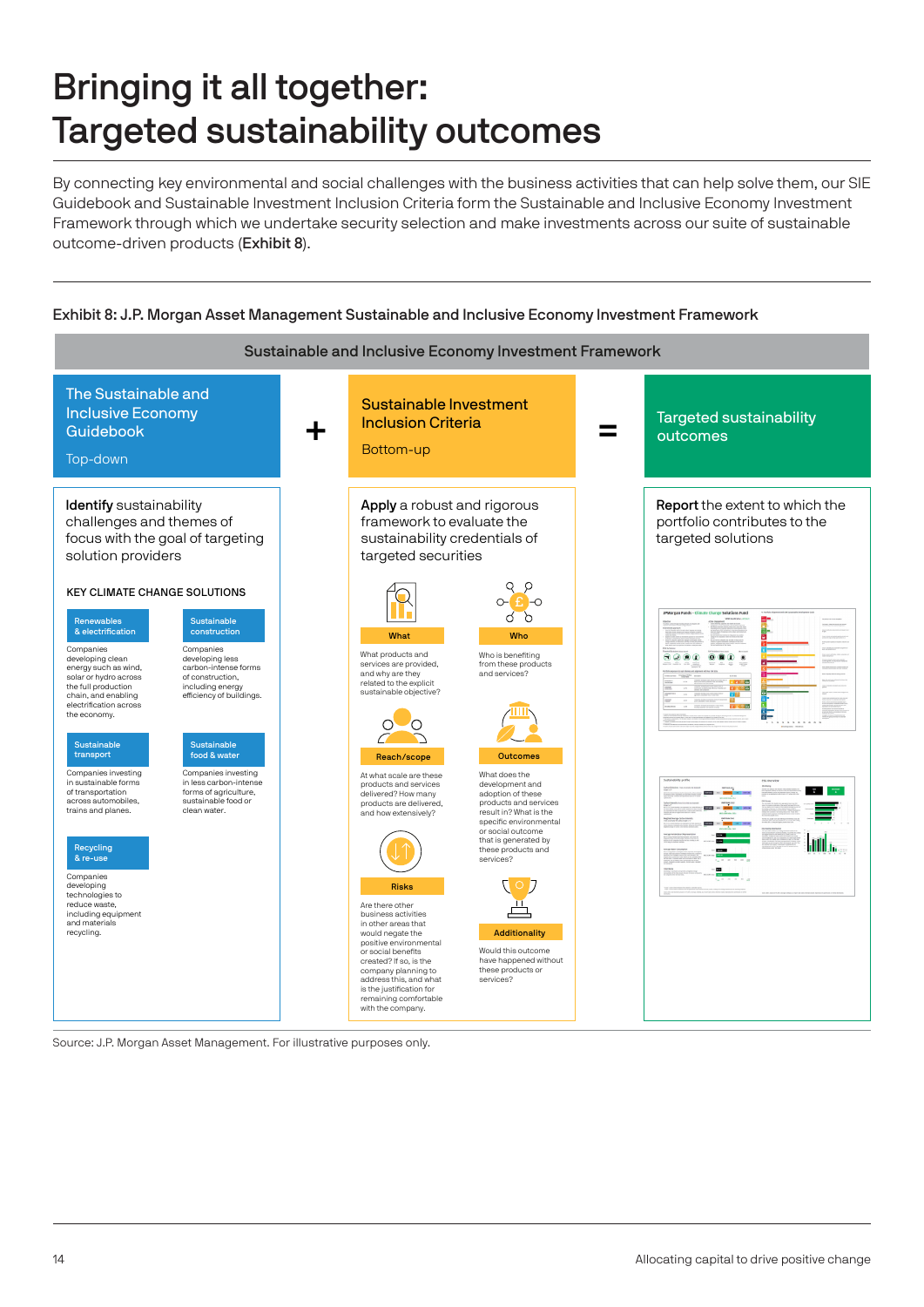# Bringing it all together: Targeted sustainability outcomes

By connecting key environmental and social challenges with the business activities that can help solve them, our SIE Guidebook and Sustainable Investment Inclusion Criteria form the Sustainable and Inclusive Economy Investment Framework through which we undertake security selection and make investments across our suite of sustainable outcome-driven products (**Exhibit 8**).

**Exhibit 8: J.P. Morgan Asset Management Sustainable and Inclusive Economy Investment Framework**

## Sustainable and Inclusive Economy Investment Framework

### The Sustainable and Inclusive Economy Guidebook

Top-down

**Identify** sustainability challenges and themes of focus with the goal of targeting solution providers

**KEY CLIMATE CHANGE SOLUTIONS**

**Renewables & electrification**
Companies developing clean energy such as wind, solar or hydro across the full production chain, and enabling electrification across the economy.

**Sustainable construction**
Companies developing less carbon-intense forms of construction, including energy efficiency of buildings.

**Sustainable transport**
Companies investing in sustainable forms of transportation across automobiles, trains and planes.

**Sustainable food & water**
Companies investing in less carbon-intense forms of agriculture, sustainable food or clean water.

**Recycling & re-use**
Companies developing technologies to reduce waste, including equipment and materials recycling.

+

### Sustainable Investment Inclusion Criteria

Bottom-up

**Apply** a robust and rigorous framework to evaluate the sustainability credentials of targeted securities

**What**
What products and services are provided, and why are they related to the explicit sustainable objective?

**Who**
Who is benefiting from these products and services?

**Reach/scope**
At what scale are these products and services delivered? How many products are delivered, and how extensively?

**Outcomes**
What does the development and adoption of these products and services result in? What is the specific environmental or social outcome that is generated by these products and services?

**Risks**
Are there other business activities in other areas that would negate the positive environmental or social benefits created? If so, is the company planning to address this, and what is the justification for remaining comfortable with the company.

**Additionality**
Would this outcome have happened without these products or services?

=

### Targeted sustainability outcomes

**Report** the extent to which the portfolio contributes to the targeted solutions

Source: J.P. Morgan Asset Management. For illustrative purposes only.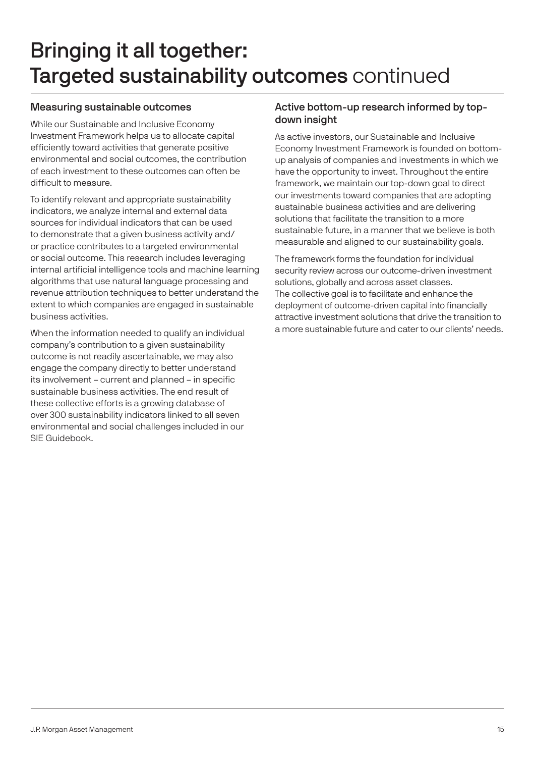# Bringing it all together: Targeted sustainability outcomes continued

## Measuring sustainable outcomes

While our Sustainable and Inclusive Economy Investment Framework helps us to allocate capital efficiently toward activities that generate positive environmental and social outcomes, the contribution of each investment to these outcomes can often be difficult to measure.

To identify relevant and appropriate sustainability indicators, we analyze internal and external data sources for individual indicators that can be used to demonstrate that a given business activity and/or practice contributes to a targeted environmental or social outcome. This research includes leveraging internal artificial intelligence tools and machine learning algorithms that use natural language processing and revenue attribution techniques to better understand the extent to which companies are engaged in sustainable business activities.

When the information needed to qualify an individual company's contribution to a given sustainability outcome is not readily ascertainable, we may also engage the company directly to better understand its involvement – current and planned – in specific sustainable business activities. The end result of these collective efforts is a growing database of over 300 sustainability indicators linked to all seven environmental and social challenges included in our SIE Guidebook.

## Active bottom-up research informed by top-down insight

As active investors, our Sustainable and Inclusive Economy Investment Framework is founded on bottom-up analysis of companies and investments in which we have the opportunity to invest. Throughout the entire framework, we maintain our top-down goal to direct our investments toward companies that are adopting sustainable business activities and are delivering solutions that facilitate the transition to a more sustainable future, in a manner that we believe is both measurable and aligned to our sustainability goals.

The framework forms the foundation for individual security review across our outcome-driven investment solutions, globally and across asset classes. The collective goal is to facilitate and enhance the deployment of outcome-driven capital into financially attractive investment solutions that drive the transition to a more sustainable future and cater to our clients' needs.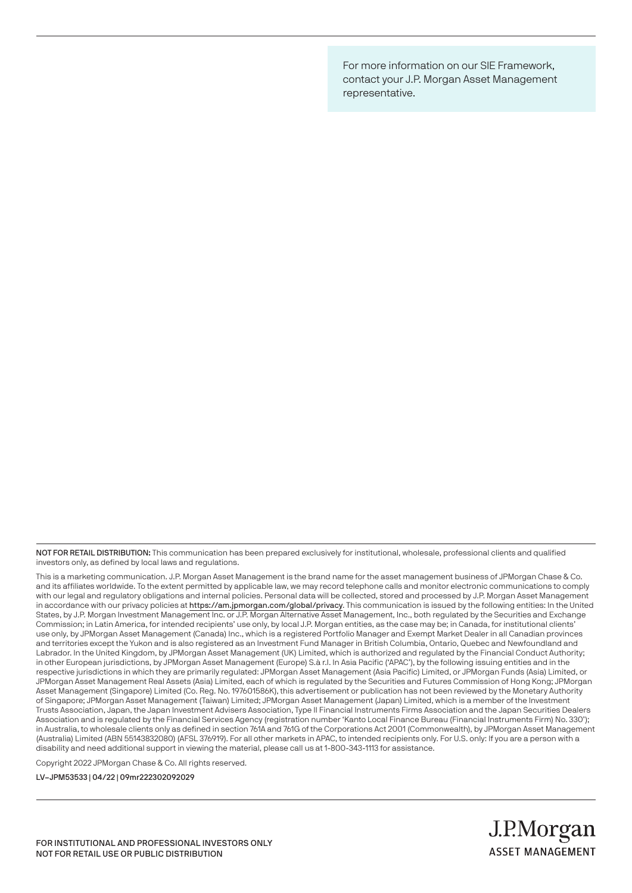For more information on our SIE Framework, contact your J.P. Morgan Asset Management representative.

**NOT FOR RETAIL DISTRIBUTION:** This communication has been prepared exclusively for institutional, wholesale, professional clients and qualified investors only, as defined by local laws and regulations.

This is a marketing communication. J.P. Morgan Asset Management is the brand name for the asset management business of JPMorgan Chase & Co. and its affiliates worldwide. To the extent permitted by applicable law, we may record telephone calls and monitor electronic communications to comply with our legal and regulatory obligations and internal policies. Personal data will be collected, stored and processed by J.P. Morgan Asset Management in accordance with our privacy policies at https://am.jpmorgan.com/global/privacy. This communication is issued by the following entities: In the United States, by J.P. Morgan Investment Management Inc. or J.P. Morgan Alternative Asset Management, Inc., both regulated by the Securities and Exchange Commission; in Latin America, for intended recipients' use only, by local J.P. Morgan entities, as the case may be; in Canada, for institutional clients' use only, by JPMorgan Asset Management (Canada) Inc., which is a registered Portfolio Manager and Exempt Market Dealer in all Canadian provinces and territories except the Yukon and is also registered as an Investment Fund Manager in British Columbia, Ontario, Quebec and Newfoundland and Labrador. In the United Kingdom, by JPMorgan Asset Management (UK) Limited, which is authorized and regulated by the Financial Conduct Authority; in other European jurisdictions, by JPMorgan Asset Management (Europe) S.à r.l. In Asia Pacific ('APAC'), by the following issuing entities and in the respective jurisdictions in which they are primarily regulated: JPMorgan Asset Management (Asia Pacific) Limited, or JPMorgan Funds (Asia) Limited, or JPMorgan Asset Management Real Assets (Asia) Limited, each of which is regulated by the Securities and Futures Commission of Hong Kong; JPMorgan Asset Management (Singapore) Limited (Co. Reg. No. 197601586K), this advertisement or publication has not been reviewed by the Monetary Authority of Singapore; JPMorgan Asset Management (Taiwan) Limited; JPMorgan Asset Management (Japan) Limited, which is a member of the Investment Trusts Association, Japan, the Japan Investment Advisers Association, Type II Financial Instruments Firms Association and the Japan Securities Dealers Association and is regulated by the Financial Services Agency (registration number 'Kanto Local Finance Bureau (Financial Instruments Firm) No. 330'); in Australia, to wholesale clients only as defined in section 761A and 761G of the Corporations Act 2001 (Commonwealth), by JPMorgan Asset Management (Australia) Limited (ABN 55143832080) (AFSL 376919). For all other markets in APAC, to intended recipients only. For U.S. only: If you are a person with a disability and need additional support in viewing the material, please call us at 1-800-343-1113 for assistance.

Copyright 2022 JPMorgan Chase & Co. All rights reserved.

**LV–JPM53533 | 04/22 | 09mr222302092029**

FOR INSTITUTIONAL AND PROFESSIONAL INVESTORS ONLY
NOT FOR RETAIL USE OR PUBLIC DISTRIBUTION

J.P.Morgan
ASSET MANAGEMENT